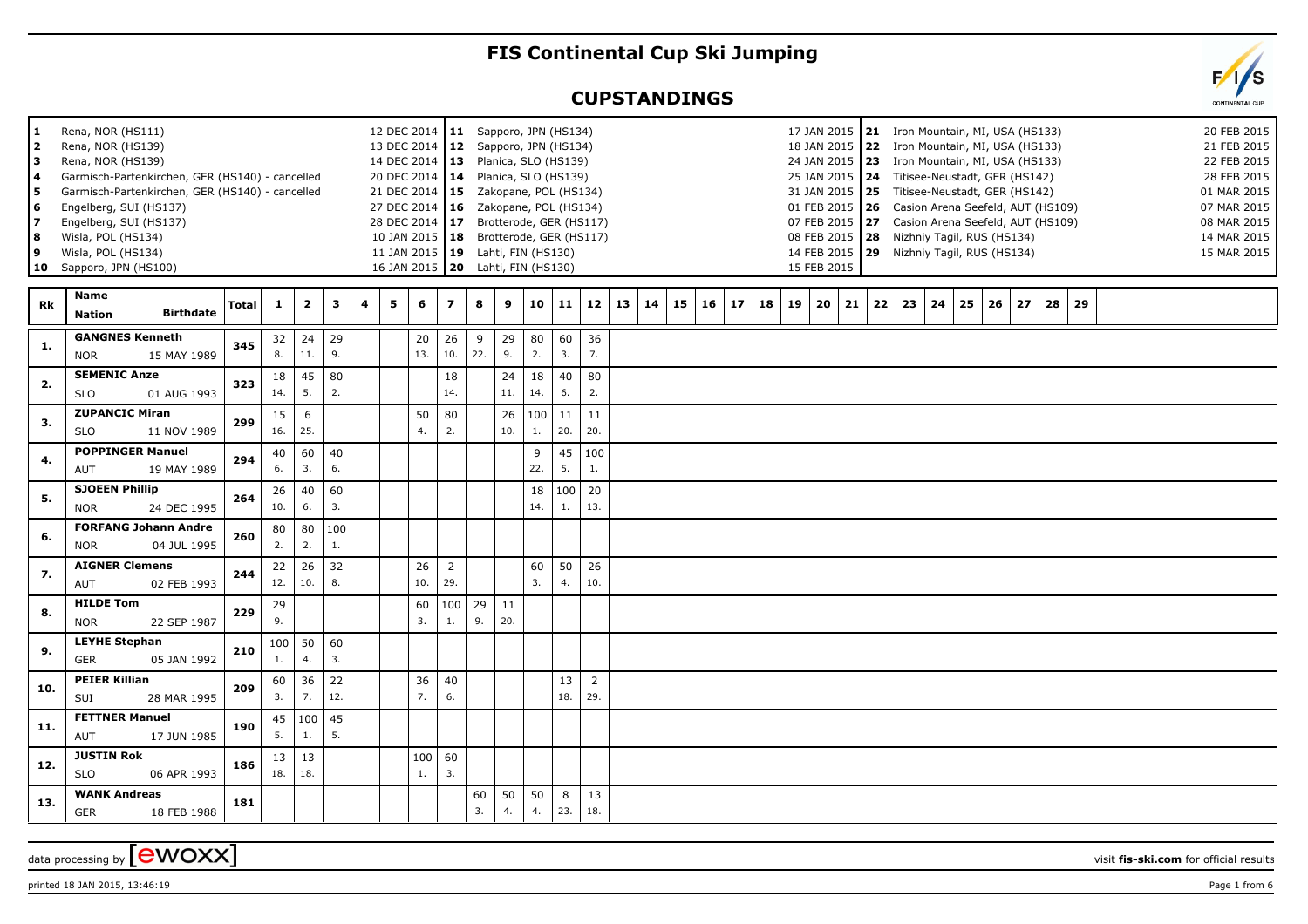# FIS Continental Cup Ski Jumping

## CUPSTANDINGS

| No. | Venue | Date | No. | Venue | Date | No. | Venue | Date |
|---|---|---|---|---|---|---|---|---|
| 1 | Rena, NOR (HS111) | 12 DEC 2014 | 11 | Sapporo, JPN (HS134) | 17 JAN 2015 | 21 | Iron Mountain, MI, USA (HS133) | 20 FEB 2015 |
| 2 | Rena, NOR (HS139) | 13 DEC 2014 | 12 | Sapporo, JPN (HS134) | 18 JAN 2015 | 22 | Iron Mountain, MI, USA (HS133) | 21 FEB 2015 |
| 3 | Rena, NOR (HS139) | 14 DEC 2014 | 13 | Planica, SLO (HS139) | 24 JAN 2015 | 23 | Iron Mountain, MI, USA (HS133) | 22 FEB 2015 |
| 4 | Garmisch-Partenkirchen, GER (HS140) - cancelled | 20 DEC 2014 | 14 | Planica, SLO (HS139) | 25 JAN 2015 | 24 | Titisee-Neustadt, GER (HS142) | 28 FEB 2015 |
| 5 | Garmisch-Partenkirchen, GER (HS140) - cancelled | 21 DEC 2014 | 15 | Zakopane, POL (HS134) | 31 JAN 2015 | 25 | Titisee-Neustadt, GER (HS142) | 01 MAR 2015 |
| 6 | Engelberg, SUI (HS137) | 27 DEC 2014 | 16 | Zakopane, POL (HS134) | 01 FEB 2015 | 26 | Casion Arena Seefeld, AUT (HS109) | 07 MAR 2015 |
| 7 | Engelberg, SUI (HS137) | 28 DEC 2014 | 17 | Brotterode, GER (HS117) | 07 FEB 2015 | 27 | Casion Arena Seefeld, AUT (HS109) | 08 MAR 2015 |
| 8 | Wisla, POL (HS134) | 10 JAN 2015 | 18 | Brotterode, GER (HS117) | 08 FEB 2015 | 28 | Nizhniy Tagil, RUS (HS134) | 14 MAR 2015 |
| 9 | Wisla, POL (HS134) | 11 JAN 2015 | 19 | Lahti, FIN (HS130) | 14 FEB 2015 | 29 | Nizhniy Tagil, RUS (HS134) | 15 MAR 2015 |
| 10 | Sapporo, JPN (HS100) | 16 JAN 2015 | 20 | Lahti, FIN (HS130) | 15 FEB 2015 | | | |

| Rk | Name / Nation Birthdate | Total | 1 | 2 | 3 | 4 | 5 | 6 | 7 | 8 | 9 | 10 | 11 | 12 | 13 | 14 | 15 | 16 | 17 | 18 | 19 | 20 | 21 | 22 | 23 | 24 | 25 | 26 | 27 | 28 | 29 |
|---|---|---|---|---|---|---|---|---|---|---|---|---|---|---|---|---|---|---|---|---|---|---|---|---|---|---|---|---|---|---|---|
| 1. | **GANGNES Kenneth** | 345 | 32 | 24 | 29 | | | 20 | 26 | 9 | 29 | 80 | 60 | 36 | | | | | | | | | | | | | | | | | |
| | NOR 15 MAY 1989 | | 8. | 11. | 9. | | | 13. | 10. | 22. | 9. | 2. | 3. | 7. | | | | | | | | | | | | | | | | | |
| 2. | **SEMENIC Anze** | 323 | 18 | 45 | 80 | | | | 18 | | 24 | 18 | 40 | 80 | | | | | | | | | | | | | | | | | |
| | SLO 01 AUG 1993 | | 14. | 5. | 2. | | | | 14. | | 11. | 14. | 6. | 2. | | | | | | | | | | | | | | | | | |
| 3. | **ZUPANCIC Miran** | 299 | 15 | 6 | | | | 50 | 80 | | 26 | 100 | 11 | 11 | | | | | | | | | | | | | | | | | |
| | SLO 11 NOV 1989 | | 16. | 25. | | | | 4. | 2. | | 10. | 1. | 20. | 20. | | | | | | | | | | | | | | | | | |
| 4. | **POPPINGER Manuel** | 294 | 40 | 60 | 40 | | | | | | | 9 | 45 | 100 | | | | | | | | | | | | | | | | | |
| | AUT 19 MAY 1989 | | 6. | 3. | 6. | | | | | | | 22. | 5. | 1. | | | | | | | | | | | | | | | | | |
| 5. | **SJOEEN Phillip** | 264 | 26 | 40 | 60 | | | | | | | 18 | 100 | 20 | | | | | | | | | | | | | | | | | |
| | NOR 24 DEC 1995 | | 10. | 6. | 3. | | | | | | | 14. | 1. | 13. | | | | | | | | | | | | | | | | | |
| 6. | **FORFANG Johann Andre** | 260 | 80 | 80 | 100 | | | | | | | | | | | | | | | | | | | | | | | | | | |
| | NOR 04 JUL 1995 | | 2. | 2. | 1. | | | | | | | | | | | | | | | | | | | | | | | | | | |
| 7. | **AIGNER Clemens** | 244 | 22 | 26 | 32 | | | 26 | 2 | | | 60 | 50 | 26 | | | | | | | | | | | | | | | | | |
| | AUT 02 FEB 1993 | | 12. | 10. | 8. | | | 10. | 29. | | | 3. | 4. | 10. | | | | | | | | | | | | | | | | | |
| 8. | **HILDE Tom** | 229 | 29 | | | | | 60 | 100 | 29 | 11 | | | | | | | | | | | | | | | | | | | | |
| | NOR 22 SEP 1987 | | 9. | | | | | 3. | 1. | 9. | 20. | | | | | | | | | | | | | | | | | | | | |
| 9. | **LEYHE Stephan** | 210 | 100 | 50 | 60 | | | | | | | | | | | | | | | | | | | | | | | | | | |
| | GER 05 JAN 1992 | | 1. | 4. | 3. | | | | | | | | | | | | | | | | | | | | | | | | | | |
| 10. | **PEIER Killian** | 209 | 60 | 36 | 22 | | | 36 | 40 | | | | 13 | 2 | | | | | | | | | | | | | | | | | |
| | SUI 28 MAR 1995 | | 3. | 7. | 12. | | | 7. | 6. | | | | 18. | 29. | | | | | | | | | | | | | | | | | |
| 11. | **FETTNER Manuel** | 190 | 45 | 100 | 45 | | | | | | | | | | | | | | | | | | | | | | | | | | |
| | AUT 17 JUN 1985 | | 5. | 1. | 5. | | | | | | | | | | | | | | | | | | | | | | | | | | |
| 12. | **JUSTIN Rok** | 186 | 13 | 13 | | | | 100 | 60 | | | | | | | | | | | | | | | | | | | | | | |
| | SLO 06 APR 1993 | | 18. | 18. | | | | 1. | 3. | | | | | | | | | | | | | | | | | | | | | | |
| 13. | **WANK Andreas** | 181 | | | | | | | | 60 | 50 | 50 | 8 | 13 | | | | | | | | | | | | | | | | | |
| | GER 18 FEB 1988 | | | | | | | | | 3. | 4. | 4. | 23. | 18. | | | | | | | | | | | | | | | | | |

data processing by [ewoxx] visit **fis-ski.com** for official results

printed 18 JAN 2015, 13:46:19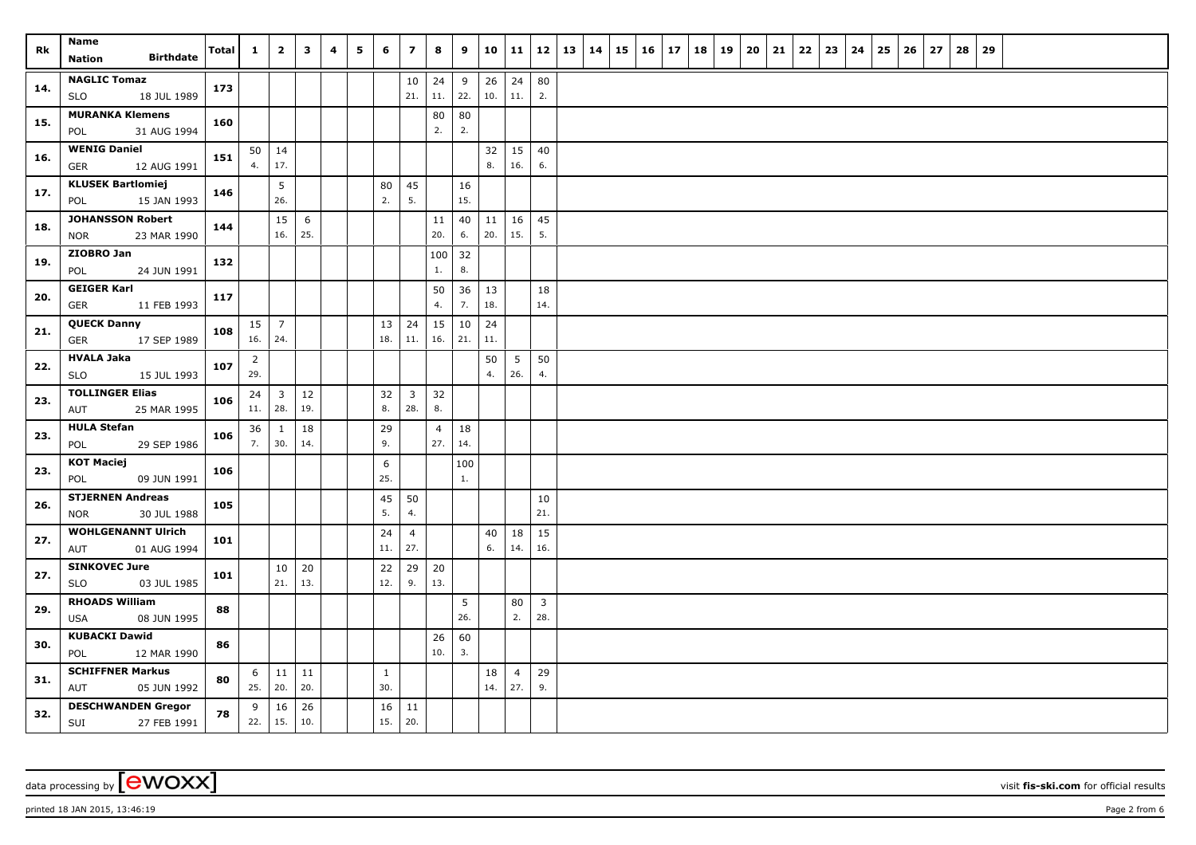| Rk | Name<br>Nation Birthdate | Total | 1 | 2 | 3 | 4 | 5 | 6 | 7 | 8 | 9 | 10 | 11 | 12 | 13 | 14 | 15 | 16 | 17 | 18 | 19 | 20 | 21 | 22 | 23 | 24 | 25 | 26 | 27 | 28 | 29 |
|---|---|---|---|---|---|---|---|---|---|---|---|---|---|---|---|---|---|---|---|---|---|---|---|---|---|---|---|---|---|---|---|
| 14. | NAGLIC Tomaz<br>SLO 18 JUL 1989 | 173 | | | | | | | 10<br>21. | 24<br>11. | 9<br>22. | 26<br>10. | 24<br>11. | 80<br>2. | | | | | | | | | | | | | | | | | |
| 15. | MURANKA Klemens<br>POL 31 AUG 1994 | 160 | | | | | | | | 80<br>2. | 80<br>2. | | | | | | | | | | | | | | | | | | | | |
| 16. | WENIG Daniel<br>GER 12 AUG 1991 | 151 | 50<br>4. | 14<br>17. | | | | | | | | 32<br>8. | 15<br>16. | 40<br>6. | | | | | | | | | | | | | | | | | |
| 17. | KLUSEK Bartlomiej<br>POL 15 JAN 1993 | 146 | | 5<br>26. | | | | 80<br>2. | 45<br>5. | | 16<br>15. | | | | | | | | | | | | | | | | | | | | |
| 18. | JOHANSSON Robert<br>NOR 23 MAR 1990 | 144 | | 15<br>16. | 6<br>25. | | | | | 11<br>20. | 40<br>6. | 11<br>20. | 16<br>15. | 45<br>5. | | | | | | | | | | | | | | | | | |
| 19. | ZIOBRO Jan<br>POL 24 JUN 1991 | 132 | | | | | | | | 100<br>1. | 32<br>8. | | | | | | | | | | | | | | | | | | | | |
| 20. | GEIGER Karl<br>GER 11 FEB 1993 | 117 | | | | | | | | 50<br>4. | 36<br>7. | 13<br>18. | | 18<br>14. | | | | | | | | | | | | | | | | | |
| 21. | QUECK Danny<br>GER 17 SEP 1989 | 108 | 15<br>16. | 7<br>24. | | | | 13<br>18. | 24<br>11. | 15<br>16. | 10<br>21. | 24<br>11. | | | | | | | | | | | | | | | | | | | |
| 22. | HVALA Jaka<br>SLO 15 JUL 1993 | 107 | 2<br>29. | | | | | | | | | 50<br>4. | 5<br>26. | 50<br>4. | | | | | | | | | | | | | | | | | |
| 23. | TOLLINGER Elias<br>AUT 25 MAR 1995 | 106 | 24<br>11. | 3<br>28. | 12<br>19. | | | 32<br>8. | 3<br>28. | 32<br>8. | | | | | | | | | | | | | | | | | | | | | |
| 23. | HULA Stefan<br>POL 29 SEP 1986 | 106 | 36<br>7. | 1<br>30. | 18<br>14. | | | 29<br>9. | | 4<br>27. | 18<br>14. | | | | | | | | | | | | | | | | | | | | |
| 23. | KOT Maciej<br>POL 09 JUN 1991 | 106 | | | | | | 6<br>25. | | | 100<br>1. | | | | | | | | | | | | | | | | | | | | |
| 26. | STJERNEN Andreas<br>NOR 30 JUL 1988 | 105 | | | | | | 45<br>5. | 50<br>4. | | | | | 10<br>21. | | | | | | | | | | | | | | | | | |
| 27. | WOHLGENANNT Ulrich<br>AUT 01 AUG 1994 | 101 | | | | | | 24<br>11. | 4<br>27. | | | 40<br>6. | 18<br>14. | 15<br>16. | | | | | | | | | | | | | | | | | |
| 27. | SINKOVEC Jure<br>SLO 03 JUL 1985 | 101 | | 10<br>21. | 20<br>13. | | | 22<br>12. | 29<br>9. | 20<br>13. | | | | | | | | | | | | | | | | | | | | | |
| 29. | RHOADS William<br>USA 08 JUN 1995 | 88 | | | | | | | | | 5<br>26. | | 80<br>2. | 3<br>28. | | | | | | | | | | | | | | | | | |
| 30. | KUBACKI Dawid<br>POL 12 MAR 1990 | 86 | | | | | | | | 26<br>10. | 60<br>3. | | | | | | | | | | | | | | | | | | | | |
| 31. | SCHIFFNER Markus<br>AUT 05 JUN 1992 | 80 | 6<br>25. | 11<br>20. | 11<br>20. | | | 1<br>30. | | | | 18<br>14. | 4<br>27. | 29<br>9. | | | | | | | | | | | | | | | | | |
| 32. | DESCHWANDEN Gregor<br>SUI 27 FEB 1991 | 78 | 9<br>22. | 16<br>15. | 26<br>10. | | | 16<br>15. | 11<br>20. | | | | | | | | | | | | | | | | | | | | | | |

data processing by [ewoxx] visit fis-ski.com for official results

printed 18 JAN 2015, 13:46:19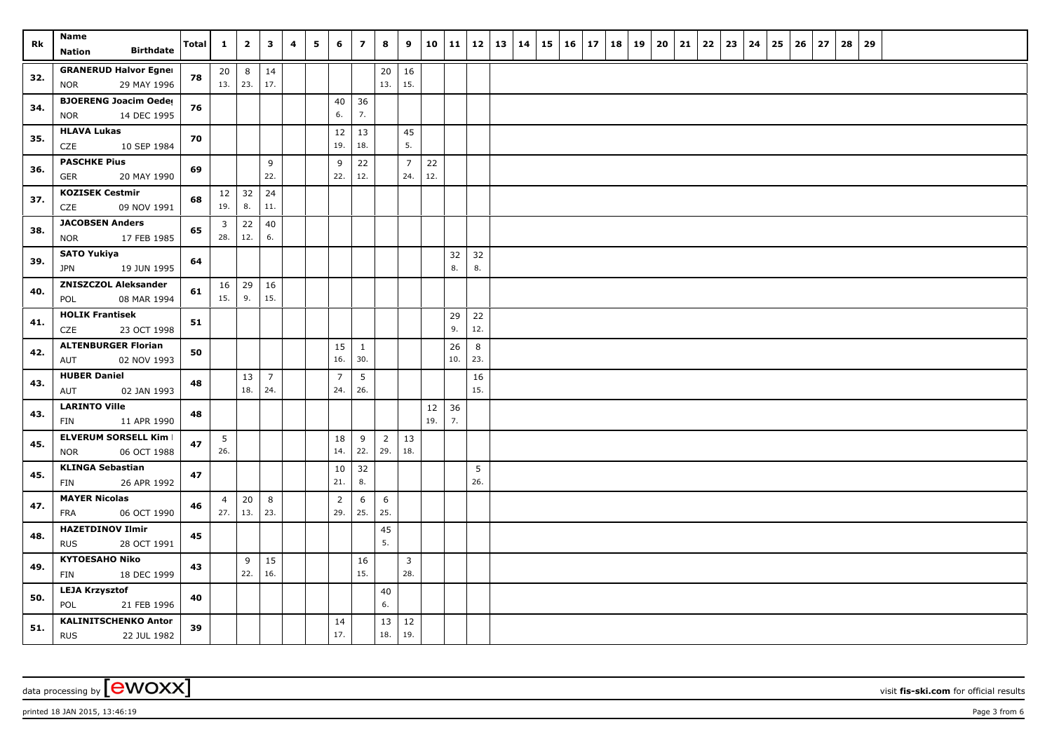| Rk | Name<br>Nation Birthdate | Total | 1 | 2 | 3 | 4 | 5 | 6 | 7 | 8 | 9 | 10 | 11 | 12 | 13 | 14 | 15 | 16 | 17 | 18 | 19 | 20 | 21 | 22 | 23 | 24 | 25 | 26 | 27 | 28 | 29 |
|---|---|---|---|---|---|---|---|---|---|---|---|---|---|---|---|---|---|---|---|---|---|---|---|---|---|---|---|---|---|---|---|
| 32. | **GRANERUD Halvor Egnei**<br>NOR 29 MAY 1996 | 78 | 20<br>13. | 8<br>23. | 14<br>17. | | | | | 20<br>13. | 16<br>15. | | | | | | | | | | | | | | | | | | | | |
| 34. | **BJOERENG Joacim Oeder**<br>NOR 14 DEC 1995 | 76 | | | | | | 40<br>6. | 36<br>7. | | | | | | | | | | | | | | | | | | | | | | |
| 35. | **HLAVA Lukas**<br>CZE 10 SEP 1984 | 70 | | | | | | 12<br>19. | 13<br>18. | | 45<br>5. | | | | | | | | | | | | | | | | | | | | |
| 36. | **PASCHKE Pius**<br>GER 20 MAY 1990 | 69 | | | 9<br>22. | | | 9<br>22. | 22<br>12. | | 7<br>24. | 22<br>12. | | | | | | | | | | | | | | | | | | | |
| 37. | **KOZISEK Cestmir**<br>CZE 09 NOV 1991 | 68 | 12<br>19. | 32<br>8. | 24<br>11. | | | | | | | | | | | | | | | | | | | | | | | | | | |
| 38. | **JACOBSEN Anders**<br>NOR 17 FEB 1985 | 65 | 3<br>28. | 22<br>12. | 40<br>6. | | | | | | | | | | | | | | | | | | | | | | | | | | |
| 39. | **SATO Yukiya**<br>JPN 19 JUN 1995 | 64 | | | | | | | | | | | 32<br>8. | 32<br>8. | | | | | | | | | | | | | | | | | |
| 40. | **ZNISZCZOL Aleksander**<br>POL 08 MAR 1994 | 61 | 16<br>15. | 29<br>9. | 16<br>15. | | | | | | | | | | | | | | | | | | | | | | | | | | |
| 41. | **HOLIK Frantisek**<br>CZE 23 OCT 1998 | 51 | | | | | | | | | | | 29<br>9. | 22<br>12. | | | | | | | | | | | | | | | | | |
| 42. | **ALTENBURGER Florian**<br>AUT 02 NOV 1993 | 50 | | | | | | 15<br>16. | 1<br>30. | | | | 26<br>10. | 8<br>23. | | | | | | | | | | | | | | | | | |
| 43. | **HUBER Daniel**<br>AUT 02 JAN 1993 | 48 | | 13<br>18. | 7<br>24. | | | 7<br>24. | 5<br>26. | | | | | 16<br>15. | | | | | | | | | | | | | | | | | |
| 43. | **LARINTO Ville**<br>FIN 11 APR 1990 | 48 | | | | | | | | | | 12<br>19. | 36<br>7. | | | | | | | | | | | | | | | | | | |
| 45. | **ELVERUM SORSELL Kim**<br>NOR 06 OCT 1988 | 47 | 5<br>26. | | | | | 18<br>14. | 9<br>22. | 2<br>29. | 13<br>18. | | | | | | | | | | | | | | | | | | | | |
| 45. | **KLINGA Sebastian**<br>FIN 26 APR 1992 | 47 | | | | | | 10<br>21. | 32<br>8. | | | | | 5<br>26. | | | | | | | | | | | | | | | | | |
| 47. | **MAYER Nicolas**<br>FRA 06 OCT 1990 | 46 | 4<br>27. | 20<br>13. | 8<br>23. | | | 2<br>29. | 6<br>25. | 6<br>25. | | | | | | | | | | | | | | | | | | | | | |
| 48. | **HAZETDINOV Ilmir**<br>RUS 28 OCT 1991 | 45 | | | | | | | | 45<br>5. | | | | | | | | | | | | | | | | | | | | | |
| 49. | **KYTOESAHO Niko**<br>FIN 18 DEC 1999 | 43 | | 9<br>22. | 15<br>16. | | | | 16<br>15. | | 3<br>28. | | | | | | | | | | | | | | | | | | | | |
| 50. | **LEJA Krzysztof**<br>POL 21 FEB 1996 | 40 | | | | | | | | 40<br>6. | | | | | | | | | | | | | | | | | | | | | |
| 51. | **KALINITSCHENKO Anton**<br>RUS 22 JUL 1982 | 39 | | | | | | 14<br>17. | | 13<br>18. | 12<br>19. | | | | | | | | | | | | | | | | | | | | |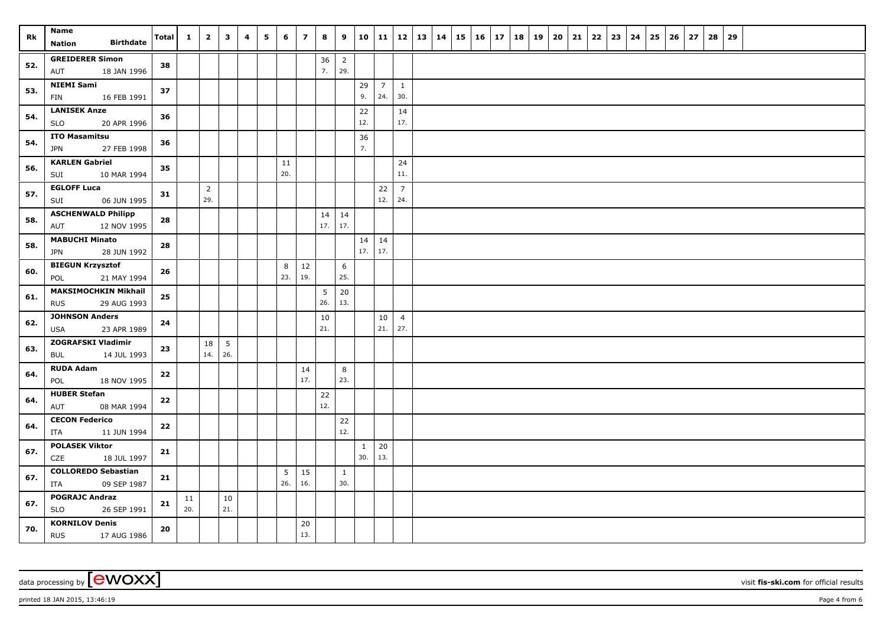| Rk | Name<br>Nation Birthdate | Total | 1 | 2 | 3 | 4 | 5 | 6 | 7 | 8 | 9 | 10 | 11 | 12 | 13 | 14 | 15 | 16 | 17 | 18 | 19 | 20 | 21 | 22 | 23 | 24 | 25 | 26 | 27 | 28 | 29 |
|---|---|---|---|---|---|---|---|---|---|---|---|---|---|---|---|---|---|---|---|---|---|---|---|---|---|---|---|---|---|---|---|
| 52. | **GREIDERER Simon**<br>AUT 18 JAN 1996 | 38 | | | | | | | | 36<br>7. | 2<br>29. | | | | | | | | | | | | | | | | | | | | |
| 53. | **NIEMI Sami**<br>FIN 16 FEB 1991 | 37 | | | | | | | | | | 29<br>9. | 7<br>24. | 1<br>30. | | | | | | | | | | | | | | | | | |
| 54. | **LANISEK Anze**<br>SLO 20 APR 1996 | 36 | | | | | | | | | | 22<br>12. | | 14<br>17. | | | | | | | | | | | | | | | | | |
| 54. | **ITO Masamitsu**<br>JPN 27 FEB 1998 | 36 | | | | | | | | | | 36<br>7. | | | | | | | | | | | | | | | | | | | |
| 56. | **KARLEN Gabriel**<br>SUI 10 MAR 1994 | 35 | | | | | | 11<br>20. | | | | | | 24<br>11. | | | | | | | | | | | | | | | | | |
| 57. | **EGLOFF Luca**<br>SUI 06 JUN 1995 | 31 | | 2<br>29. | | | | | | | | | 22<br>12. | 7<br>24. | | | | | | | | | | | | | | | | | |
| 58. | **ASCHENWALD Philipp**<br>AUT 12 NOV 1995 | 28 | | | | | | | | 14<br>17. | 14<br>17. | | | | | | | | | | | | | | | | | | | | |
| 58. | **MABUCHI Minato**<br>JPN 28 JUN 1992 | 28 | | | | | | | | | | 14<br>17. | 14<br>17. | | | | | | | | | | | | | | | | | | |
| 60. | **BIEGUN Krzysztof**<br>POL 21 MAY 1994 | 26 | | | | | | 8<br>23. | 12<br>19. | | 6<br>25. | | | | | | | | | | | | | | | | | | | | |
| 61. | **MAKSIMOCHKIN Mikhail**<br>RUS 29 AUG 1993 | 25 | | | | | | | | 5<br>26. | 20<br>13. | | | | | | | | | | | | | | | | | | | | |
| 62. | **JOHNSON Anders**<br>USA 23 APR 1989 | 24 | | | | | | | | 10<br>21. | | | 10<br>21. | 4<br>27. | | | | | | | | | | | | | | | | | |
| 63. | **ZOGRAFSKI Vladimir**<br>BUL 14 JUL 1993 | 23 | | 18<br>14. | 5<br>26. | | | | | | | | | | | | | | | | | | | | | | | | | | |
| 64. | **RUDA Adam**<br>POL 18 NOV 1995 | 22 | | | | | | | 14<br>17. | | 8<br>23. | | | | | | | | | | | | | | | | | | | | |
| 64. | **HUBER Stefan**<br>AUT 08 MAR 1994 | 22 | | | | | | | | 22<br>12. | | | | | | | | | | | | | | | | | | | | | |
| 64. | **CECON Federico**<br>ITA 11 JUN 1994 | 22 | | | | | | | | | 22<br>12. | | | | | | | | | | | | | | | | | | | | |
| 67. | **POLASEK Viktor**<br>CZE 18 JUL 1997 | 21 | | | | | | | | | | 1<br>30. | 20<br>13. | | | | | | | | | | | | | | | | | | |
| 67. | **COLLOREDO Sebastian**<br>ITA 09 SEP 1987 | 21 | | | | | | 5<br>26. | 15<br>16. | | 1<br>30. | | | | | | | | | | | | | | | | | | | | |
| 67. | **POGRAJC Andraz**<br>SLO 26 SEP 1991 | 21 | 11<br>20. | | 10<br>21. | | | | | | | | | | | | | | | | | | | | | | | | | | |
| 70. | **KORNILOV Denis**<br>RUS 17 AUG 1986 | 20 | | | | | | | 20<br>13. | | | | | | | | | | | | | | | | | | | | | | |

data processing by [ewoxx] visit **fis-ski.com** for official results

printed 18 JAN 2015, 13:46:19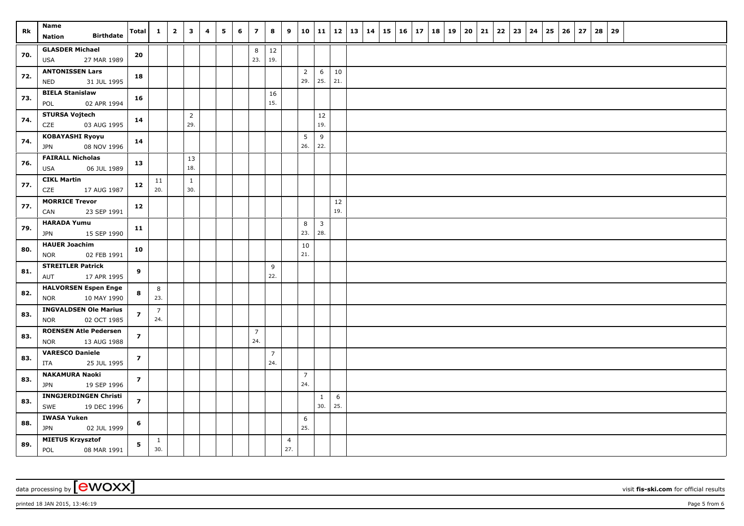| Rk | Name<br>Nation Birthdate | Total | 1 | 2 | 3 | 4 | 5 | 6 | 7 | 8 | 9 | 10 | 11 | 12 | 13 | 14 | 15 | 16 | 17 | 18 | 19 | 20 | 21 | 22 | 23 | 24 | 25 | 26 | 27 | 28 | 29 |
|---|---|---|---|---|---|---|---|---|---|---|---|---|---|---|---|---|---|---|---|---|---|---|---|---|---|---|---|---|---|---|---|
| 70. | **GLASDER Michael**<br>USA 27 MAR 1989 | **20** | | | | | | | 8<br>23. | 12<br>19. | | | | | | | | | | | | | | | | | | | | | |
| 72. | **ANTONISSEN Lars**<br>NED 31 JUL 1995 | **18** | | | | | | | | | | 2<br>29. | 6<br>25. | 10<br>21. | | | | | | | | | | | | | | | | | |
| 73. | **BIELA Stanislaw**<br>POL 02 APR 1994 | **16** | | | | | | | | 16<br>15. | | | | | | | | | | | | | | | | | | | | | |
| 74. | **STURSA Vojtech**<br>CZE 03 AUG 1995 | **14** | | | 2<br>29. | | | | | | | | 12<br>19. | | | | | | | | | | | | | | | | | | |
| 74. | **KOBAYASHI Ryoyu**<br>JPN 08 NOV 1996 | **14** | | | | | | | | | | 5<br>26. | 9<br>22. | | | | | | | | | | | | | | | | | | |
| 76. | **FAIRALL Nicholas**<br>USA 06 JUL 1989 | **13** | | | 13<br>18. | | | | | | | | | | | | | | | | | | | | | | | | | | |
| 77. | **CIKL Martin**<br>CZE 17 AUG 1987 | **12** | 11<br>20. | | 1<br>30. | | | | | | | | | | | | | | | | | | | | | | | | | | |
| 77. | **MORRICE Trevor**<br>CAN 23 SEP 1991 | **12** | | | | | | | | | | | | 12<br>19. | | | | | | | | | | | | | | | | | |
| 79. | **HARADA Yumu**<br>JPN 15 SEP 1990 | **11** | | | | | | | | | | 8<br>23. | 3<br>28. | | | | | | | | | | | | | | | | | | |
| 80. | **HAUER Joachim**<br>NOR 02 FEB 1991 | **10** | | | | | | | | | | 10<br>21. | | | | | | | | | | | | | | | | | | | |
| 81. | **STREITLER Patrick**<br>AUT 17 APR 1995 | **9** | | | | | | | | 9<br>22. | | | | | | | | | | | | | | | | | | | | | |
| 82. | **HALVORSEN Espen Enge**<br>NOR 10 MAY 1990 | **8** | 8<br>23. | | | | | | | | | | | | | | | | | | | | | | | | | | | | |
| 83. | **INGVALDSEN Ole Marius**<br>NOR 02 OCT 1985 | **7** | 7<br>24. | | | | | | | | | | | | | | | | | | | | | | | | | | | | |
| 83. | **ROENSEN Atle Pedersen**<br>NOR 13 AUG 1988 | **7** | | | | | | | 7<br>24. | | | | | | | | | | | | | | | | | | | | | | |
| 83. | **VARESCO Daniele**<br>ITA 25 JUL 1995 | **7** | | | | | | | | 7<br>24. | | | | | | | | | | | | | | | | | | | | | |
| 83. | **NAKAMURA Naoki**<br>JPN 19 SEP 1996 | **7** | | | | | | | | | | 7<br>24. | | | | | | | | | | | | | | | | | | | |
| 83. | **INNGJERDINGEN Christi**<br>SWE 19 DEC 1996 | **7** | | | | | | | | | | | 1<br>30. | 6<br>25. | | | | | | | | | | | | | | | | | |
| 88. | **IWASA Yuken**<br>JPN 02 JUL 1999 | **6** | | | | | | | | | | 6<br>25. | | | | | | | | | | | | | | | | | | | |
| 89. | **MIETUS Krzysztof**<br>POL 08 MAR 1991 | **5** | 1<br>30. | | | | | | | | 4<br>27. | | | | | | | | | | | | | | | | | | | | |

data processing by [ewoxx] visit **fis-ski.com** for official results

printed 18 JAN 2015, 13:46:19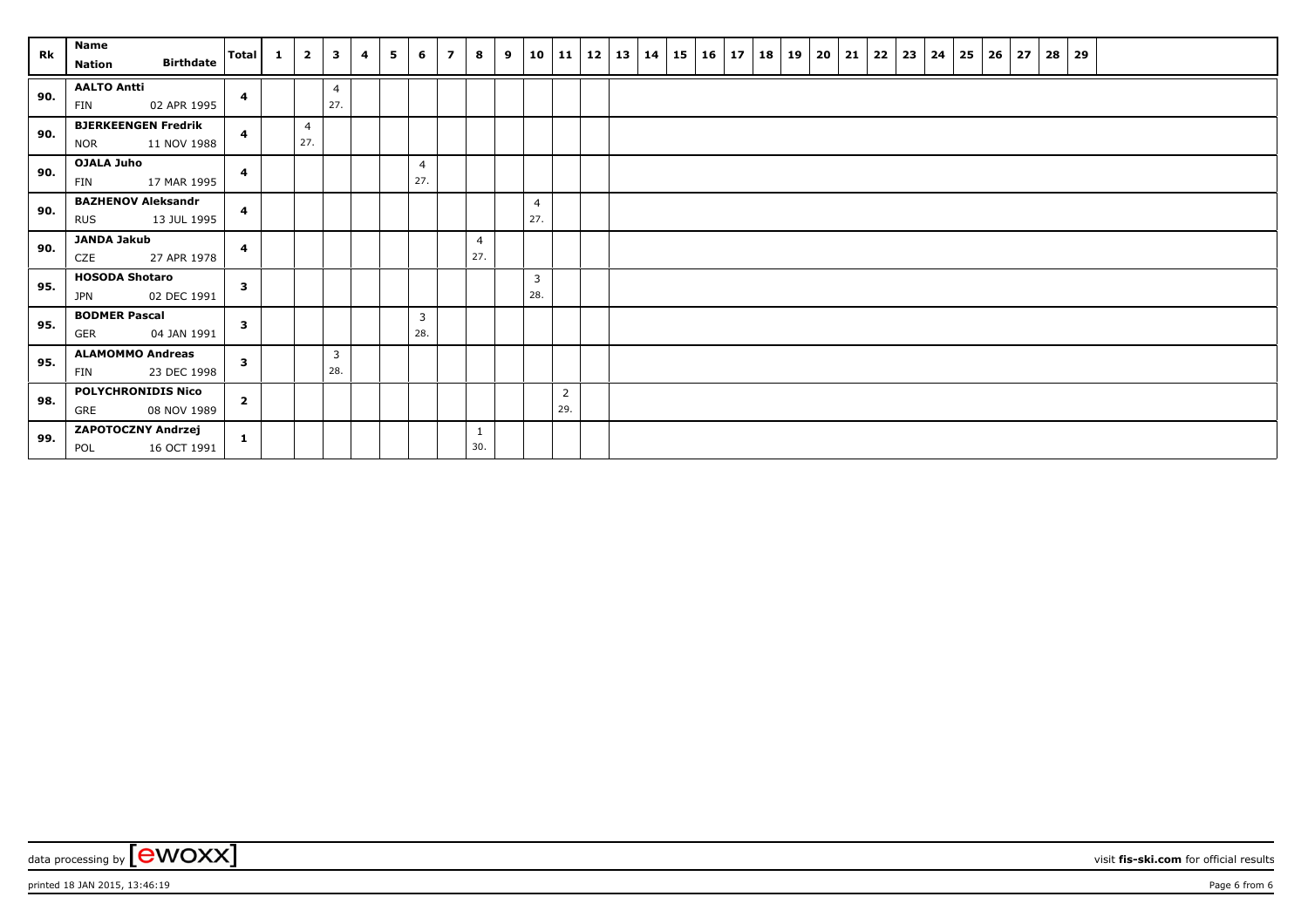| Rk | Name | Nation | Birthdate | Total | 1 | 2 | 3 | 4 | 5 | 6 | 7 | 8 | 9 | 10 | 11 | 12 | 13 | 14 | 15 | 16 | 17 | 18 | 19 | 20 | 21 | 22 | 23 | 24 | 25 | 26 | 27 | 28 | 29 |
|---|---|---|---|---|---|---|---|---|---|---|---|---|---|---|---|---|---|---|---|---|---|---|---|---|---|---|---|---|---|---|---|---|---|
| 90. | AALTO Antti | FIN | 02 APR 1995 | 4 | | | 4 27. | | | | | | | | | | | | | | | | | | | | | | | | | | |
| 90. | BJERKEENGEN Fredrik | NOR | 11 NOV 1988 | 4 | | 4 27. | | | | | | | | | | | | | | | | | | | | | | | | | | | |
| 90. | OJALA Juho | FIN | 17 MAR 1995 | 4 | | | | | | 4 27. | | | | | | | | | | | | | | | | | | | | | | | |
| 90. | BAZHENOV Aleksandr | RUS | 13 JUL 1995 | 4 | | | | | | | | | | 4 27. | | | | | | | | | | | | | | | | | | | |
| 90. | JANDA Jakub | CZE | 27 APR 1978 | 4 | | | | | | | | 4 27. | | | | | | | | | | | | | | | | | | | | | |
| 95. | HOSODA Shotaro | JPN | 02 DEC 1991 | 3 | | | | | | | | | | 3 28. | | | | | | | | | | | | | | | | | | | |
| 95. | BODMER Pascal | GER | 04 JAN 1991 | 3 | | | | | | 3 28. | | | | | | | | | | | | | | | | | | | | | | | |
| 95. | ALAMOMMO Andreas | FIN | 23 DEC 1998 | 3 | | | 3 28. | | | | | | | | | | | | | | | | | | | | | | | | | | |
| 98. | POLYCHRONIDIS Nico | GRE | 08 NOV 1989 | 2 | | | | | | | | | | | 2 29. | | | | | | | | | | | | | | | | | | |
| 99. | ZAPOTOCZNY Andrzej | POL | 16 OCT 1991 | 1 | | | | | | | | 1 30. | | | | | | | | | | | | | | | | | | | | | |